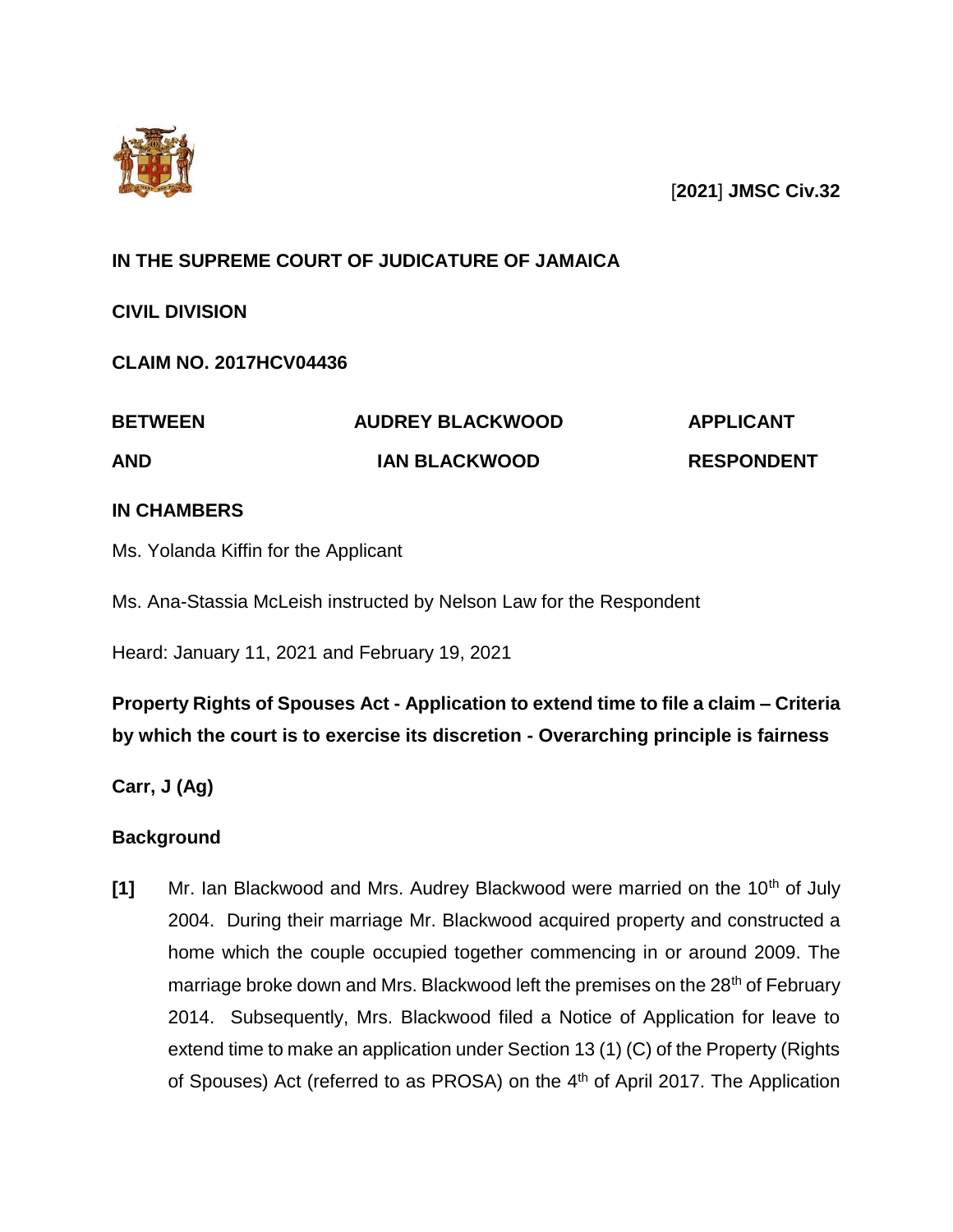[**2021**] **JMSC Civ.32**

**IN THE SUPREME COURT OF JUDICATURE OF JAMAICA**

**CIVIL DIVISION**

**CLAIM NO. 2017HCV04436**

| | | |
|---|---|---|
| **BETWEEN** | **AUDREY BLACKWOOD** | **APPLICANT** |
| **AND** | **IAN BLACKWOOD** | **RESPONDENT** |

**IN CHAMBERS**

Ms. Yolanda Kiffin for the Applicant

Ms. Ana-Stassia McLeish instructed by Nelson Law for the Respondent

Heard: January 11, 2021 and February 19, 2021

**Property Rights of Spouses Act - Application to extend time to file a claim – Criteria by which the court is to exercise its discretion - Overarching principle is fairness**

**Carr, J (Ag)**

**Background**

**[1]** Mr. Ian Blackwood and Mrs. Audrey Blackwood were married on the 10th of July 2004. During their marriage Mr. Blackwood acquired property and constructed a home which the couple occupied together commencing in or around 2009. The marriage broke down and Mrs. Blackwood left the premises on the 28th of February 2014. Subsequently, Mrs. Blackwood filed a Notice of Application for leave to extend time to make an application under Section 13 (1) (C) of the Property (Rights of Spouses) Act (referred to as PROSA) on the 4th of April 2017. The Application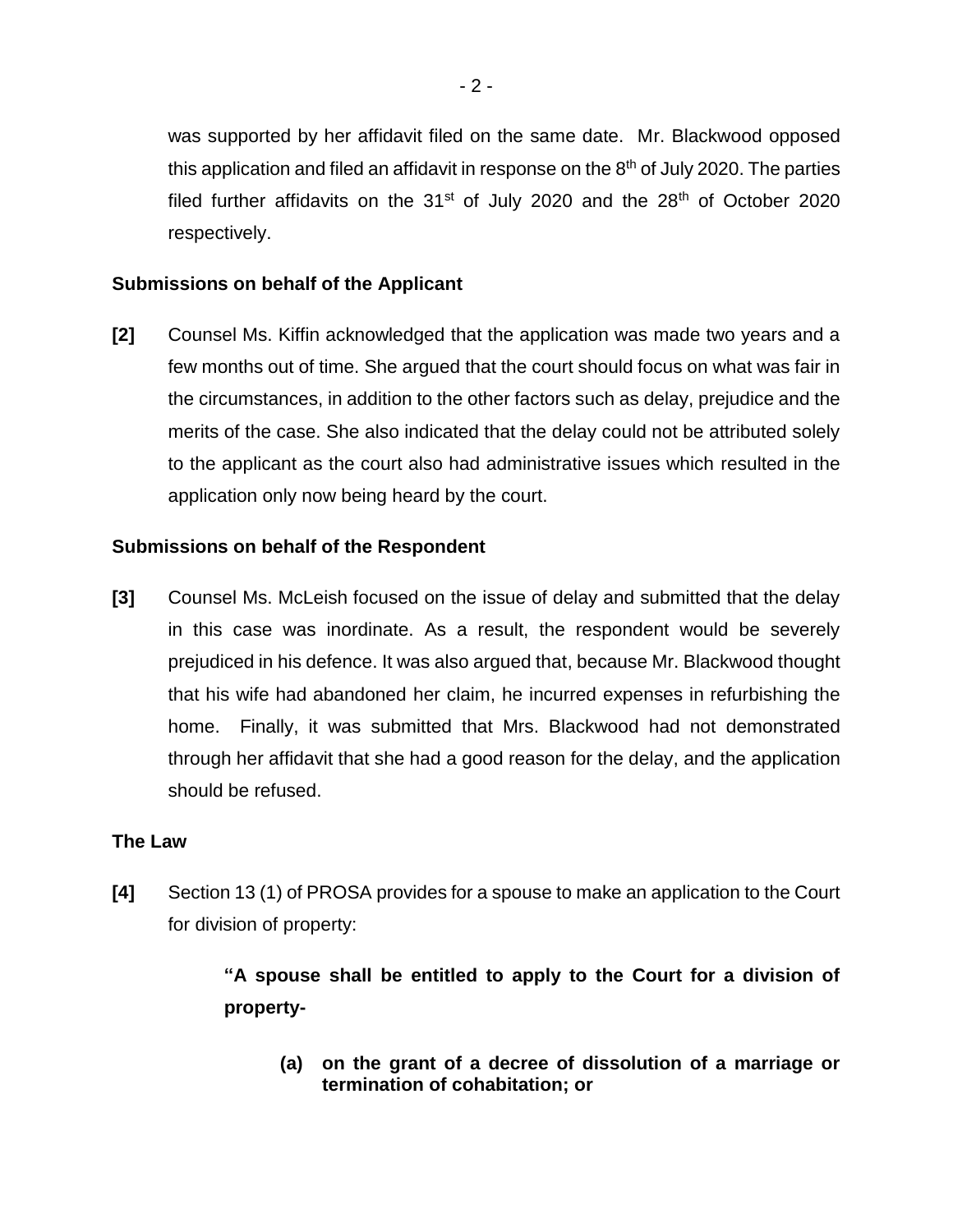was supported by her affidavit filed on the same date. Mr. Blackwood opposed this application and filed an affidavit in response on the 8th of July 2020. The parties filed further affidavits on the 31st of July 2020 and the 28th of October 2020 respectively.

### Submissions on behalf of the Applicant

**[2]** Counsel Ms. Kiffin acknowledged that the application was made two years and a few months out of time. She argued that the court should focus on what was fair in the circumstances, in addition to the other factors such as delay, prejudice and the merits of the case. She also indicated that the delay could not be attributed solely to the applicant as the court also had administrative issues which resulted in the application only now being heard by the court.

### Submissions on behalf of the Respondent

**[3]** Counsel Ms. McLeish focused on the issue of delay and submitted that the delay in this case was inordinate. As a result, the respondent would be severely prejudiced in his defence. It was also argued that, because Mr. Blackwood thought that his wife had abandoned her claim, he incurred expenses in refurbishing the home. Finally, it was submitted that Mrs. Blackwood had not demonstrated through her affidavit that she had a good reason for the delay, and the application should be refused.

### The Law

**[4]** Section 13 (1) of PROSA provides for a spouse to make an application to the Court for division of property:

> **"A spouse shall be entitled to apply to the Court for a division of property-**
>
> **(a) on the grant of a decree of dissolution of a marriage or termination of cohabitation; or**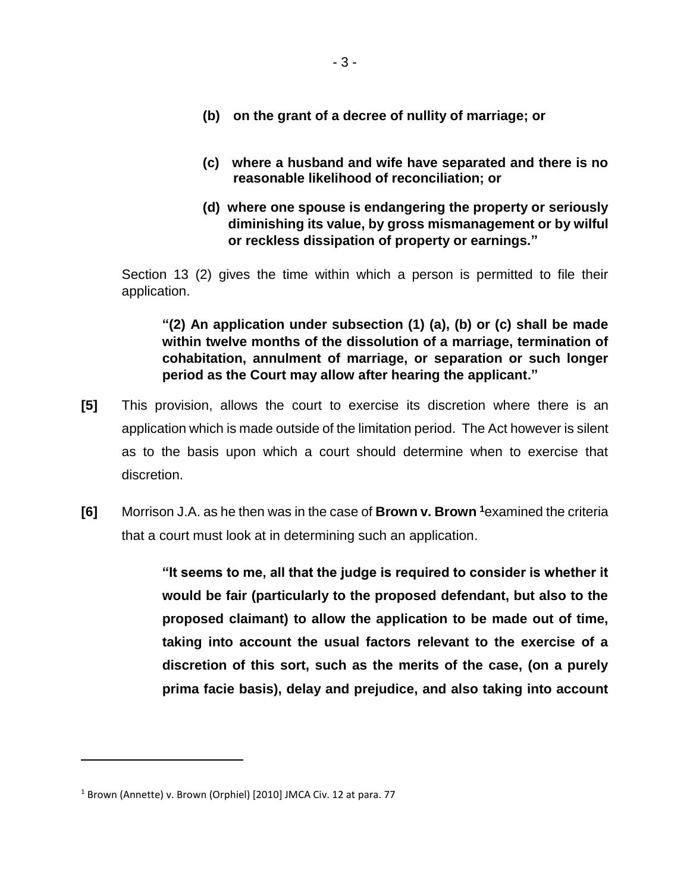**(b) on the grant of a decree of nullity of marriage; or**

**(c) where a husband and wife have separated and there is no reasonable likelihood of reconciliation; or**

**(d) where one spouse is endangering the property or seriously diminishing its value, by gross mismanagement or by wilful or reckless dissipation of property or earnings."**

Section 13 (2) gives the time within which a person is permitted to file their application.

> **"(2) An application under subsection (1) (a), (b) or (c) shall be made within twelve months of the dissolution of a marriage, termination of cohabitation, annulment of marriage, or separation or such longer period as the Court may allow after hearing the applicant."**

**[5]** This provision, allows the court to exercise its discretion where there is an application which is made outside of the limitation period. The Act however is silent as to the basis upon which a court should determine when to exercise that discretion.

**[6]** Morrison J.A. as he then was in the case of **Brown v. Brown** [1] examined the criteria that a court must look at in determining such an application.

> **"It seems to me, all that the judge is required to consider is whether it would be fair (particularly to the proposed defendant, but also to the proposed claimant) to allow the application to be made out of time, taking into account the usual factors relevant to the exercise of a discretion of this sort, such as the merits of the case, (on a purely prima facie basis), delay and prejudice, and also taking into account**

---

[1] Brown (Annette) v. Brown (Orphiel) [2010] JMCA Civ. 12 at para. 77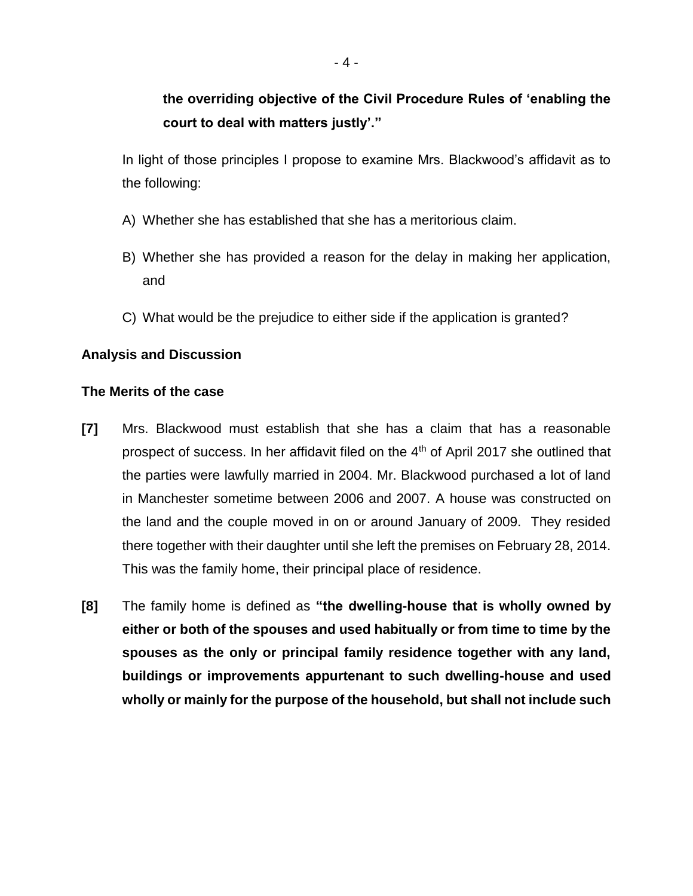**the overriding objective of the Civil Procedure Rules of 'enabling the court to deal with matters justly'."**

In light of those principles I propose to examine Mrs. Blackwood's affidavit as to the following:

A) Whether she has established that she has a meritorious claim.

B) Whether she has provided a reason for the delay in making her application, and

C) What would be the prejudice to either side if the application is granted?

**Analysis and Discussion**

**The Merits of the case**

**[7]** Mrs. Blackwood must establish that she has a claim that has a reasonable prospect of success. In her affidavit filed on the 4th of April 2017 she outlined that the parties were lawfully married in 2004. Mr. Blackwood purchased a lot of land in Manchester sometime between 2006 and 2007. A house was constructed on the land and the couple moved in on or around January of 2009. They resided there together with their daughter until she left the premises on February 28, 2014. This was the family home, their principal place of residence.

**[8]** The family home is defined as **"the dwelling-house that is wholly owned by either or both of the spouses and used habitually or from time to time by the spouses as the only or principal family residence together with any land, buildings or improvements appurtenant to such dwelling-house and used wholly or mainly for the purpose of the household, but shall not include such**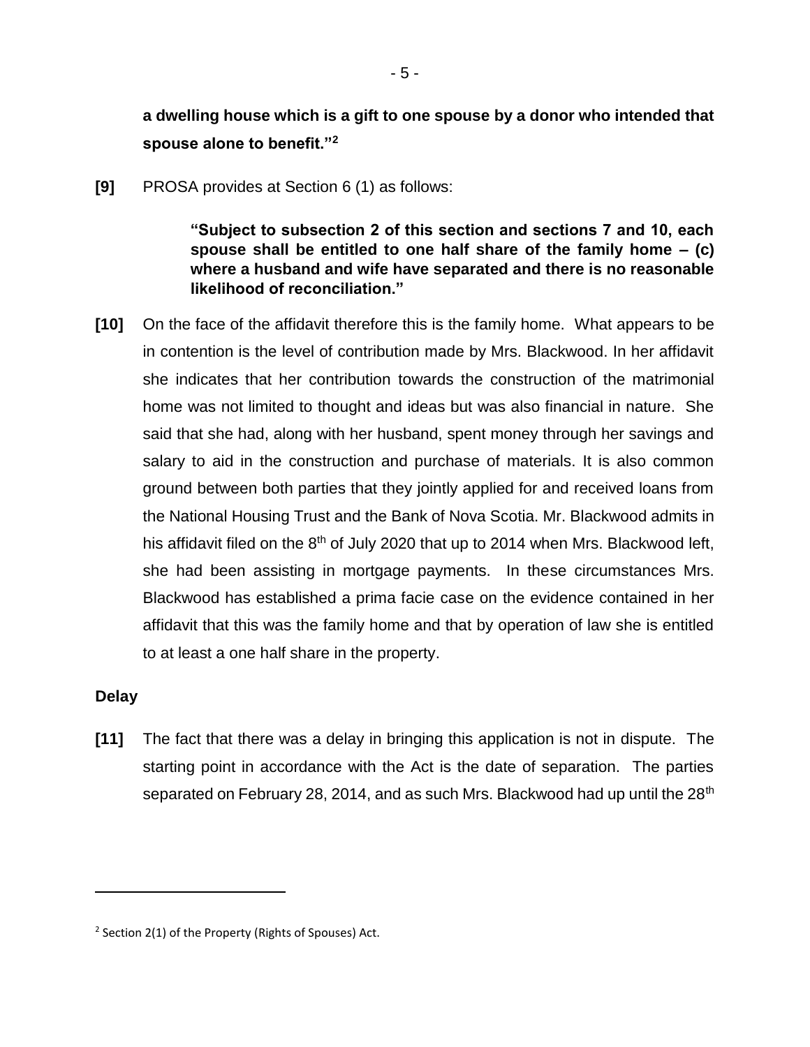**a dwelling house which is a gift to one spouse by a donor who intended that spouse alone to benefit."**[2]

**[9]** PROSA provides at Section 6 (1) as follows:

> **"Subject to subsection 2 of this section and sections 7 and 10, each spouse shall be entitled to one half share of the family home – (c) where a husband and wife have separated and there is no reasonable likelihood of reconciliation."**

**[10]** On the face of the affidavit therefore this is the family home. What appears to be in contention is the level of contribution made by Mrs. Blackwood. In her affidavit she indicates that her contribution towards the construction of the matrimonial home was not limited to thought and ideas but was also financial in nature. She said that she had, along with her husband, spent money through her savings and salary to aid in the construction and purchase of materials. It is also common ground between both parties that they jointly applied for and received loans from the National Housing Trust and the Bank of Nova Scotia. Mr. Blackwood admits in his affidavit filed on the 8th of July 2020 that up to 2014 when Mrs. Blackwood left, she had been assisting in mortgage payments. In these circumstances Mrs. Blackwood has established a prima facie case on the evidence contained in her affidavit that this was the family home and that by operation of law she is entitled to at least a one half share in the property.

### Delay

**[11]** The fact that there was a delay in bringing this application is not in dispute. The starting point in accordance with the Act is the date of separation. The parties separated on February 28, 2014, and as such Mrs. Blackwood had up until the 28th

---

[2] Section 2(1) of the Property (Rights of Spouses) Act.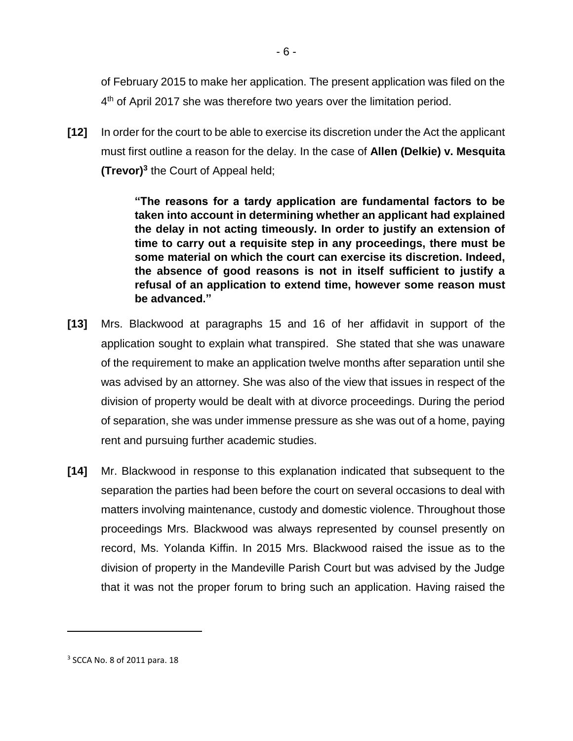of February 2015 to make her application. The present application was filed on the 4th of April 2017 she was therefore two years over the limitation period.

**[12]** In order for the court to be able to exercise its discretion under the Act the applicant must first outline a reason for the delay. In the case of **Allen (Delkie) v. Mesquita (Trevor)**[3] the Court of Appeal held;

> **"The reasons for a tardy application are fundamental factors to be taken into account in determining whether an applicant had explained the delay in not acting timeously. In order to justify an extension of time to carry out a requisite step in any proceedings, there must be some material on which the court can exercise its discretion. Indeed, the absence of good reasons is not in itself sufficient to justify a refusal of an application to extend time, however some reason must be advanced."**

**[13]** Mrs. Blackwood at paragraphs 15 and 16 of her affidavit in support of the application sought to explain what transpired. She stated that she was unaware of the requirement to make an application twelve months after separation until she was advised by an attorney. She was also of the view that issues in respect of the division of property would be dealt with at divorce proceedings. During the period of separation, she was under immense pressure as she was out of a home, paying rent and pursuing further academic studies.

**[14]** Mr. Blackwood in response to this explanation indicated that subsequent to the separation the parties had been before the court on several occasions to deal with matters involving maintenance, custody and domestic violence. Throughout those proceedings Mrs. Blackwood was always represented by counsel presently on record, Ms. Yolanda Kiffin. In 2015 Mrs. Blackwood raised the issue as to the division of property in the Mandeville Parish Court but was advised by the Judge that it was not the proper forum to bring such an application. Having raised the

---

[3] SCCA No. 8 of 2011 para. 18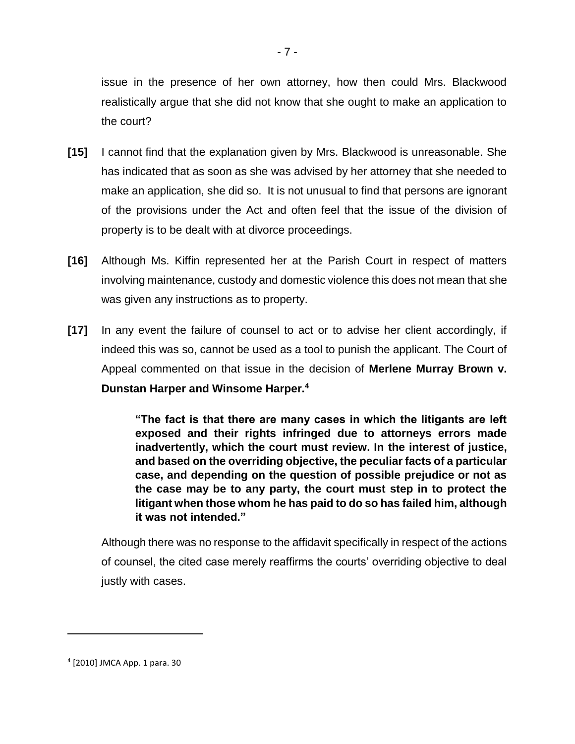issue in the presence of her own attorney, how then could Mrs. Blackwood realistically argue that she did not know that she ought to make an application to the court?

**[15]** I cannot find that the explanation given by Mrs. Blackwood is unreasonable. She has indicated that as soon as she was advised by her attorney that she needed to make an application, she did so. It is not unusual to find that persons are ignorant of the provisions under the Act and often feel that the issue of the division of property is to be dealt with at divorce proceedings.

**[16]** Although Ms. Kiffin represented her at the Parish Court in respect of matters involving maintenance, custody and domestic violence this does not mean that she was given any instructions as to property.

**[17]** In any event the failure of counsel to act or to advise her client accordingly, if indeed this was so, cannot be used as a tool to punish the applicant. The Court of Appeal commented on that issue in the decision of **Merlene Murray Brown v. Dunstan Harper and Winsome Harper.**[4]

> **"The fact is that there are many cases in which the litigants are left exposed and their rights infringed due to attorneys errors made inadvertently, which the court must review. In the interest of justice, and based on the overriding objective, the peculiar facts of a particular case, and depending on the question of possible prejudice or not as the case may be to any party, the court must step in to protect the litigant when those whom he has paid to do so has failed him, although it was not intended."**

Although there was no response to the affidavit specifically in respect of the actions of counsel, the cited case merely reaffirms the courts' overriding objective to deal justly with cases.

---

[4] [2010] JMCA App. 1 para. 30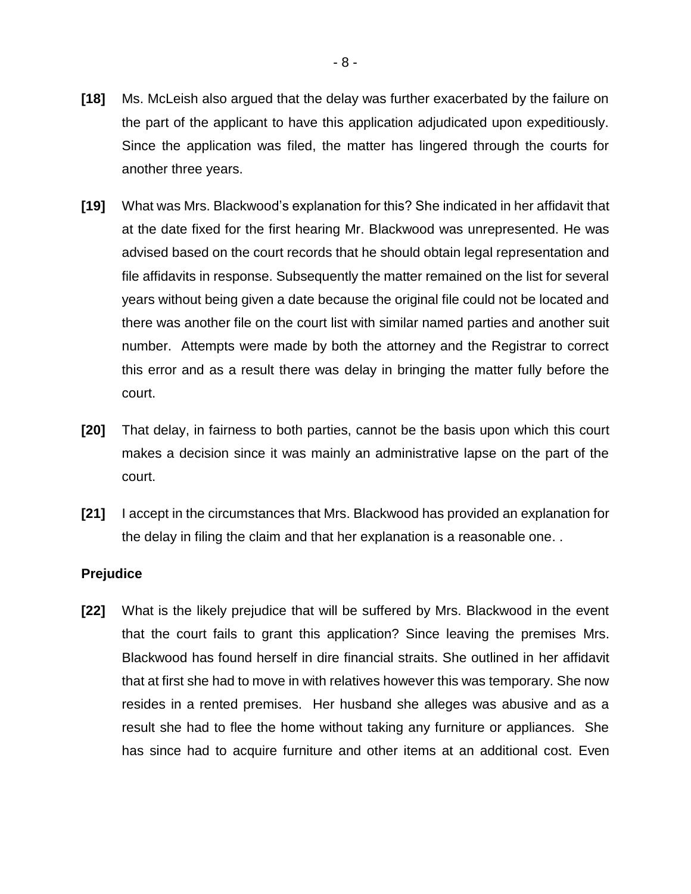**[18]** Ms. McLeish also argued that the delay was further exacerbated by the failure on the part of the applicant to have this application adjudicated upon expeditiously. Since the application was filed, the matter has lingered through the courts for another three years.

**[19]** What was Mrs. Blackwood's explanation for this? She indicated in her affidavit that at the date fixed for the first hearing Mr. Blackwood was unrepresented. He was advised based on the court records that he should obtain legal representation and file affidavits in response. Subsequently the matter remained on the list for several years without being given a date because the original file could not be located and there was another file on the court list with similar named parties and another suit number. Attempts were made by both the attorney and the Registrar to correct this error and as a result there was delay in bringing the matter fully before the court.

**[20]** That delay, in fairness to both parties, cannot be the basis upon which this court makes a decision since it was mainly an administrative lapse on the part of the court.

**[21]** I accept in the circumstances that Mrs. Blackwood has provided an explanation for the delay in filing the claim and that her explanation is a reasonable one. .

**Prejudice**

**[22]** What is the likely prejudice that will be suffered by Mrs. Blackwood in the event that the court fails to grant this application? Since leaving the premises Mrs. Blackwood has found herself in dire financial straits. She outlined in her affidavit that at first she had to move in with relatives however this was temporary. She now resides in a rented premises. Her husband she alleges was abusive and as a result she had to flee the home without taking any furniture or appliances. She has since had to acquire furniture and other items at an additional cost. Even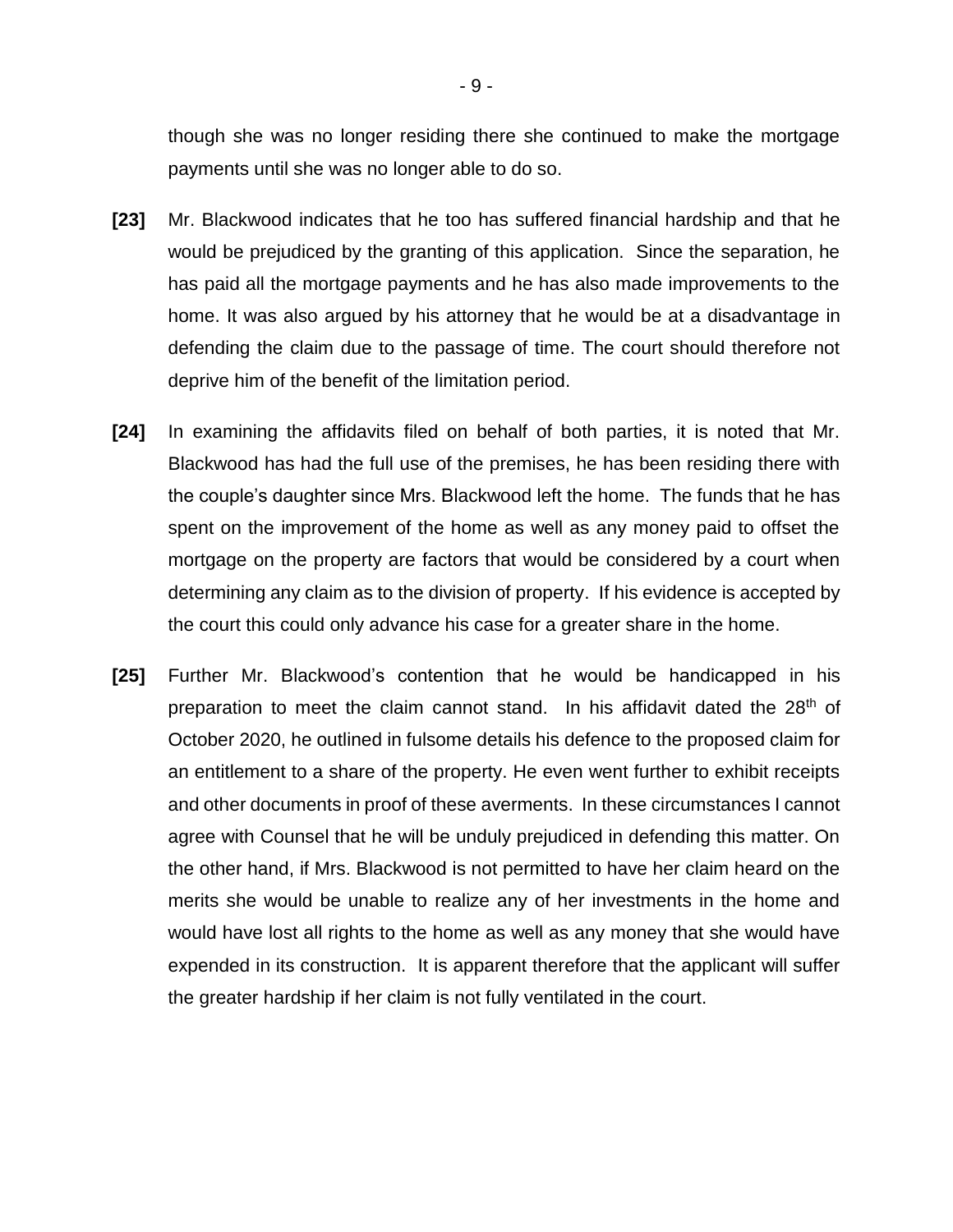though she was no longer residing there she continued to make the mortgage payments until she was no longer able to do so.

**[23]** Mr. Blackwood indicates that he too has suffered financial hardship and that he would be prejudiced by the granting of this application. Since the separation, he has paid all the mortgage payments and he has also made improvements to the home. It was also argued by his attorney that he would be at a disadvantage in defending the claim due to the passage of time. The court should therefore not deprive him of the benefit of the limitation period.

**[24]** In examining the affidavits filed on behalf of both parties, it is noted that Mr. Blackwood has had the full use of the premises, he has been residing there with the couple's daughter since Mrs. Blackwood left the home. The funds that he has spent on the improvement of the home as well as any money paid to offset the mortgage on the property are factors that would be considered by a court when determining any claim as to the division of property. If his evidence is accepted by the court this could only advance his case for a greater share in the home.

**[25]** Further Mr. Blackwood's contention that he would be handicapped in his preparation to meet the claim cannot stand. In his affidavit dated the 28th of October 2020, he outlined in fulsome details his defence to the proposed claim for an entitlement to a share of the property. He even went further to exhibit receipts and other documents in proof of these averments. In these circumstances I cannot agree with Counsel that he will be unduly prejudiced in defending this matter. On the other hand, if Mrs. Blackwood is not permitted to have her claim heard on the merits she would be unable to realize any of her investments in the home and would have lost all rights to the home as well as any money that she would have expended in its construction. It is apparent therefore that the applicant will suffer the greater hardship if her claim is not fully ventilated in the court.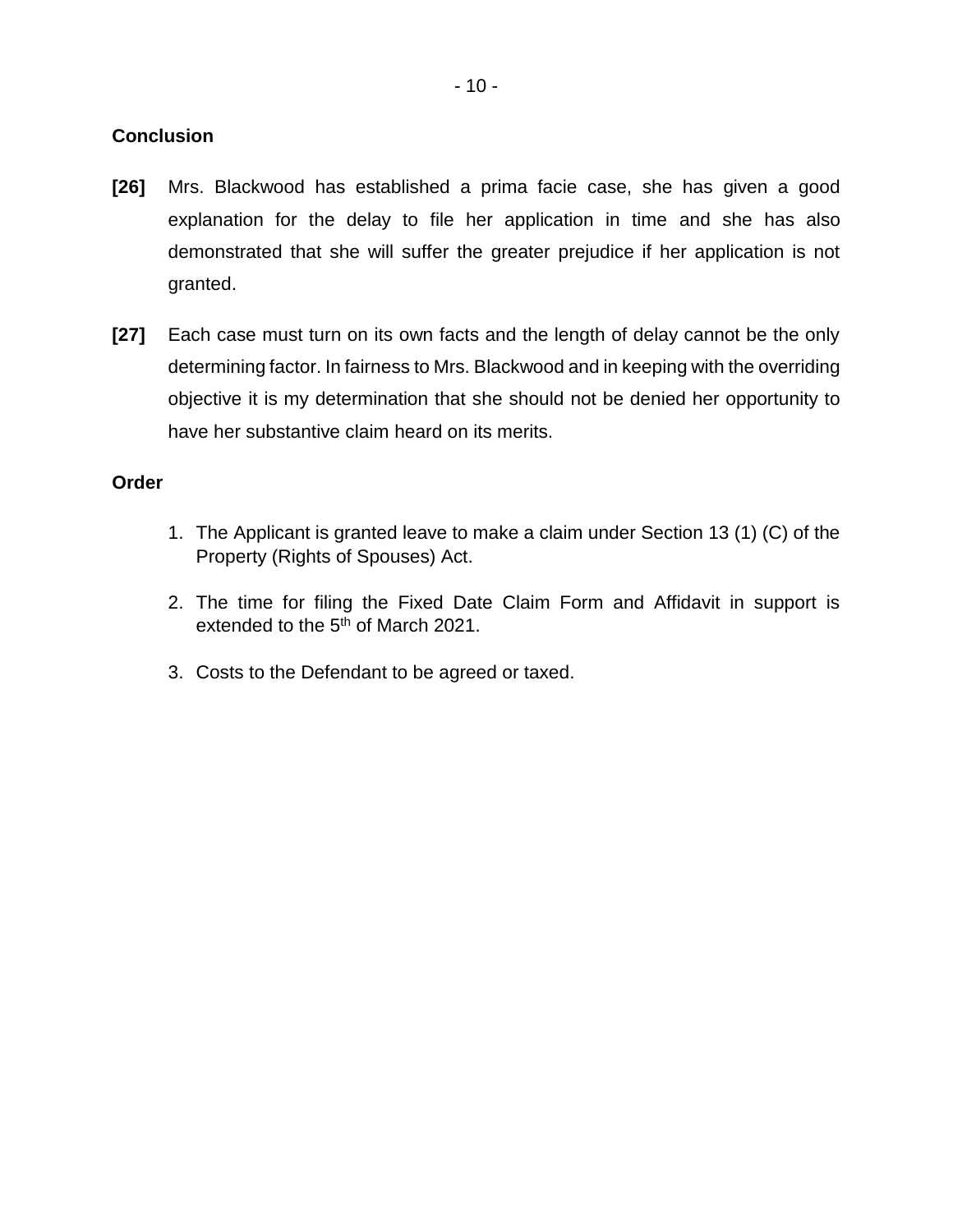**Conclusion**

**[26]** Mrs. Blackwood has established a prima facie case, she has given a good explanation for the delay to file her application in time and she has also demonstrated that she will suffer the greater prejudice if her application is not granted.

**[27]** Each case must turn on its own facts and the length of delay cannot be the only determining factor. In fairness to Mrs. Blackwood and in keeping with the overriding objective it is my determination that she should not be denied her opportunity to have her substantive claim heard on its merits.

**Order**

1. The Applicant is granted leave to make a claim under Section 13 (1) (C) of the Property (Rights of Spouses) Act.

2. The time for filing the Fixed Date Claim Form and Affidavit in support is extended to the 5th of March 2021.

3. Costs to the Defendant to be agreed or taxed.